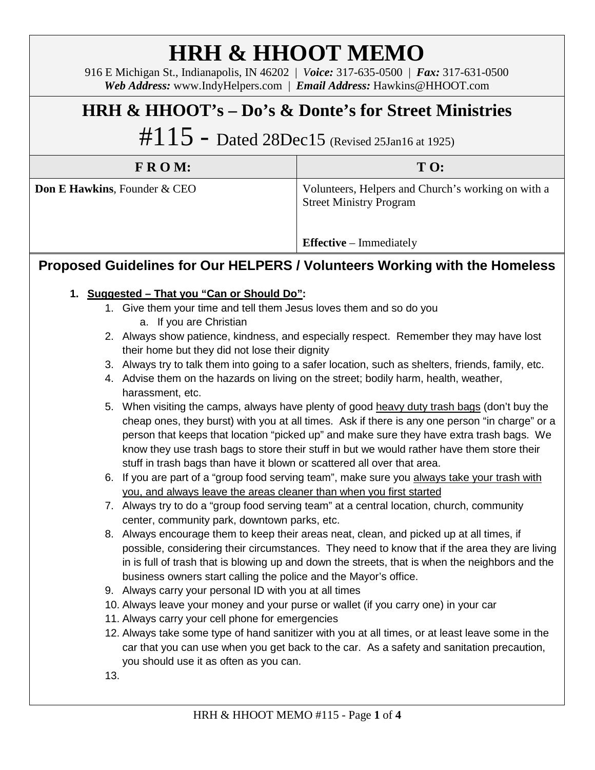# HRH & HHOOT MEMO

916 E Michigan St., Indianapolis, IN 46202 | *Voice:* 317-635-0500 | *Fax:* 317-631-0500
***Web Address:*** www.IndyHelpers.com | ***Email Address:*** Hawkins@HHOOT.com

## HRH & HHOOT's – Do's & Donte's for Street Ministries

## #115 - Dated 28Dec15 (Revised 25Jan16 at 1925)

| F R O M: | T O: |
|---|---|
| **Don E Hawkins**, Founder & CEO | Volunteers, Helpers and Church's working on with a Street Ministry Program<br><br>**Effective** – Immediately |

## Proposed Guidelines for Our HELPERS / Volunteers Working with the Homeless

1. **Suggested – That you "Can or Should Do":**
   1. Give them your time and tell them Jesus loves them and so do you
      a. If you are Christian
   2. Always show patience, kindness, and especially respect. Remember they may have lost their home but they did not lose their dignity
   3. Always try to talk them into going to a safer location, such as shelters, friends, family, etc.
   4. Advise them on the hazards on living on the street; bodily harm, health, weather, harassment, etc.
   5. When visiting the camps, always have plenty of good heavy duty trash bags (don't buy the cheap ones, they burst) with you at all times. Ask if there is any one person "in charge" or a person that keeps that location "picked up" and make sure they have extra trash bags. We know they use trash bags to store their stuff in but we would rather have them store their stuff in trash bags than have it blown or scattered all over that area.
   6. If you are part of a "group food serving team", make sure you always take your trash with you, and always leave the areas cleaner than when you first started
   7. Always try to do a "group food serving team" at a central location, church, community center, community park, downtown parks, etc.
   8. Always encourage them to keep their areas neat, clean, and picked up at all times, if possible, considering their circumstances. They need to know that if the area they are living in is full of trash that is blowing up and down the streets, that is when the neighbors and the business owners start calling the police and the Mayor's office.
   9. Always carry your personal ID with you at all times
   10. Always leave your money and your purse or wallet (if you carry one) in your car
   11. Always carry your cell phone for emergencies
   12. Always take some type of hand sanitizer with you at all times, or at least leave some in the car that you can use when you get back to the car. As a safety and sanitation precaution, you should use it as often as you can.
   13.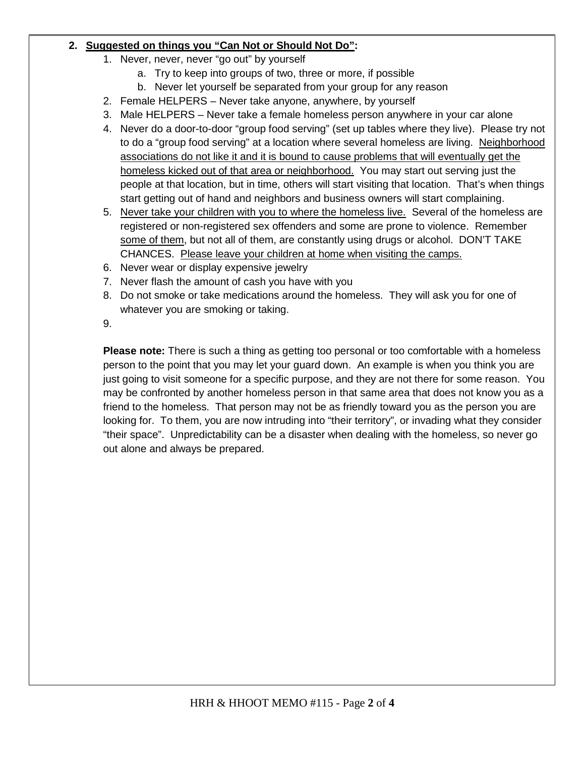2. **<u>Suggested on things you "Can Not or Should Not Do"</u>:**
    1. Never, never, never "go out" by yourself
        a. Try to keep into groups of two, three or more, if possible
        b. Never let yourself be separated from your group for any reason
    2. Female HELPERS – Never take anyone, anywhere, by yourself
    3. Male HELPERS – Never take a female homeless person anywhere in your car alone
    4. Never do a door-to-door "group food serving" (set up tables where they live). Please try not to do a "group food serving" at a location where several homeless are living. <u>Neighborhood associations do not like it and it is bound to cause problems that will eventually get the homeless kicked out of that area or neighborhood.</u> You may start out serving just the people at that location, but in time, others will start visiting that location. That's when things start getting out of hand and neighbors and business owners will start complaining.
    5. <u>Never take your children with you to where the homeless live.</u> Several of the homeless are registered or non-registered sex offenders and some are prone to violence. Remember <u>some of them</u>, but not all of them, are constantly using drugs or alcohol. DON'T TAKE CHANCES. <u>Please leave your children at home when visiting the camps.</u>
    6. Never wear or display expensive jewelry
    7. Never flash the amount of cash you have with you
    8. Do not smoke or take medications around the homeless. They will ask you for one of whatever you are smoking or taking.
    9. 

    **Please note:** There is such a thing as getting too personal or too comfortable with a homeless person to the point that you may let your guard down. An example is when you think you are just going to visit someone for a specific purpose, and they are not there for some reason. You may be confronted by another homeless person in that same area that does not know you as a friend to the homeless. That person may not be as friendly toward you as the person you are looking for. To them, you are now intruding into "their territory", or invading what they consider "their space". Unpredictability can be a disaster when dealing with the homeless, so never go out alone and always be prepared.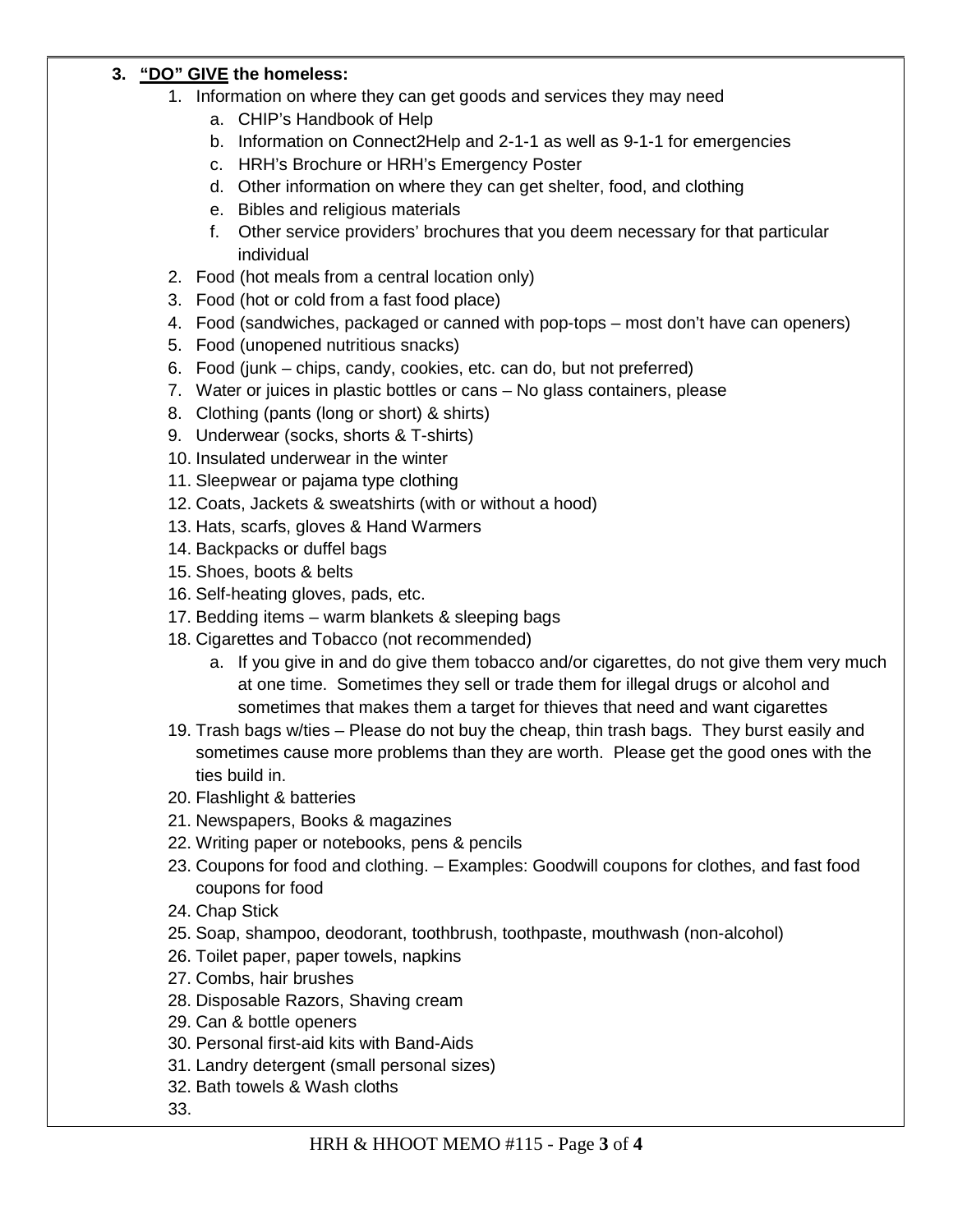3. **<u>"DO" GIVE</u> the homeless:**
   1. Information on where they can get goods and services they may need
      a. CHIP's Handbook of Help
      b. Information on Connect2Help and 2-1-1 as well as 9-1-1 for emergencies
      c. HRH's Brochure or HRH's Emergency Poster
      d. Other information on where they can get shelter, food, and clothing
      e. Bibles and religious materials
      f. Other service providers' brochures that you deem necessary for that particular individual
   2. Food (hot meals from a central location only)
   3. Food (hot or cold from a fast food place)
   4. Food (sandwiches, packaged or canned with pop-tops – most don't have can openers)
   5. Food (unopened nutritious snacks)
   6. Food (junk – chips, candy, cookies, etc. can do, but not preferred)
   7. Water or juices in plastic bottles or cans – No glass containers, please
   8. Clothing (pants (long or short) & shirts)
   9. Underwear (socks, shorts & T-shirts)
   10. Insulated underwear in the winter
   11. Sleepwear or pajama type clothing
   12. Coats, Jackets & sweatshirts (with or without a hood)
   13. Hats, scarfs, gloves & Hand Warmers
   14. Backpacks or duffel bags
   15. Shoes, boots & belts
   16. Self-heating gloves, pads, etc.
   17. Bedding items – warm blankets & sleeping bags
   18. Cigarettes and Tobacco (not recommended)
       a. If you give in and do give them tobacco and/or cigarettes, do not give them very much at one time. Sometimes they sell or trade them for illegal drugs or alcohol and sometimes that makes them a target for thieves that need and want cigarettes
   19. Trash bags w/ties – Please do not buy the cheap, thin trash bags. They burst easily and sometimes cause more problems than they are worth. Please get the good ones with the ties build in.
   20. Flashlight & batteries
   21. Newspapers, Books & magazines
   22. Writing paper or notebooks, pens & pencils
   23. Coupons for food and clothing. – Examples: Goodwill coupons for clothes, and fast food coupons for food
   24. Chap Stick
   25. Soap, shampoo, deodorant, toothbrush, toothpaste, mouthwash (non-alcohol)
   26. Toilet paper, paper towels, napkins
   27. Combs, hair brushes
   28. Disposable Razors, Shaving cream
   29. Can & bottle openers
   30. Personal first-aid kits with Band-Aids
   31. Landry detergent (small personal sizes)
   32. Bath towels & Wash cloths
   33.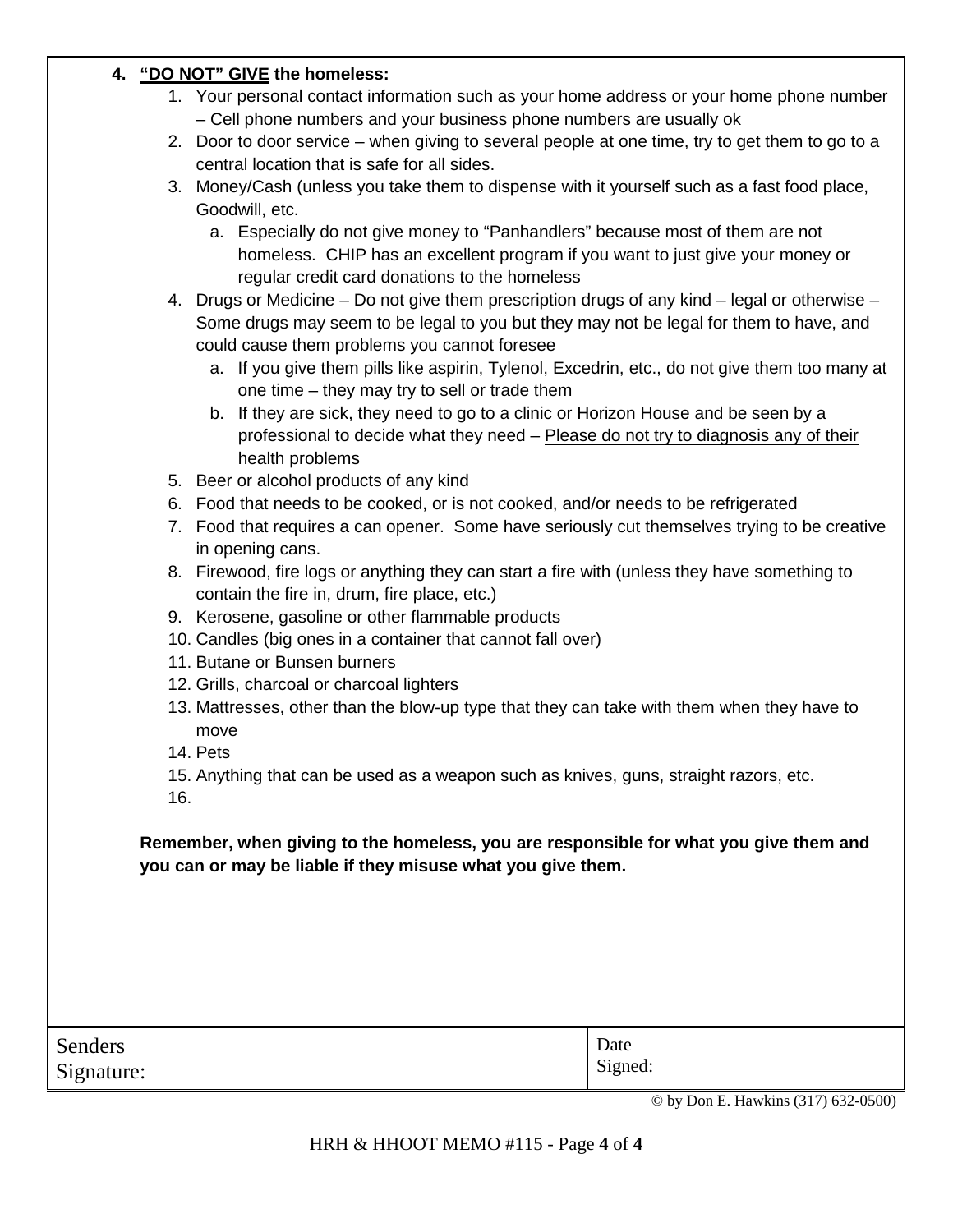4. **<u>"DO NOT" GIVE</u> the homeless:**
    1. Your personal contact information such as your home address or your home phone number – Cell phone numbers and your business phone numbers are usually ok
    2. Door to door service – when giving to several people at one time, try to get them to go to a central location that is safe for all sides.
    3. Money/Cash (unless you take them to dispense with it yourself such as a fast food place, Goodwill, etc.
        a. Especially do not give money to "Panhandlers" because most of them are not homeless. CHIP has an excellent program if you want to just give your money or regular credit card donations to the homeless
    4. Drugs or Medicine – Do not give them prescription drugs of any kind – legal or otherwise – Some drugs may seem to be legal to you but they may not be legal for them to have, and could cause them problems you cannot foresee
        a. If you give them pills like aspirin, Tylenol, Excedrin, etc., do not give them too many at one time – they may try to sell or trade them
        b. If they are sick, they need to go to a clinic or Horizon House and be seen by a professional to decide what they need – <u>Please do not try to diagnosis any of their health problems</u>
    5. Beer or alcohol products of any kind
    6. Food that needs to be cooked, or is not cooked, and/or needs to be refrigerated
    7. Food that requires a can opener. Some have seriously cut themselves trying to be creative in opening cans.
    8. Firewood, fire logs or anything they can start a fire with (unless they have something to contain the fire in, drum, fire place, etc.)
    9. Kerosene, gasoline or other flammable products
    10. Candles (big ones in a container that cannot fall over)
    11. Butane or Bunsen burners
    12. Grills, charcoal or charcoal lighters
    13. Mattresses, other than the blow-up type that they can take with them when they have to move
    14. Pets
    15. Anything that can be used as a weapon such as knives, guns, straight razors, etc.
    16.

**Remember, when giving to the homeless, you are responsible for what you give them and you can or may be liable if they misuse what you give them.**

| Senders Signature: | Date Signed: |
|---|---|

© by Don E. Hawkins (317) 632-0500)

HRH & HHOOT MEMO #115